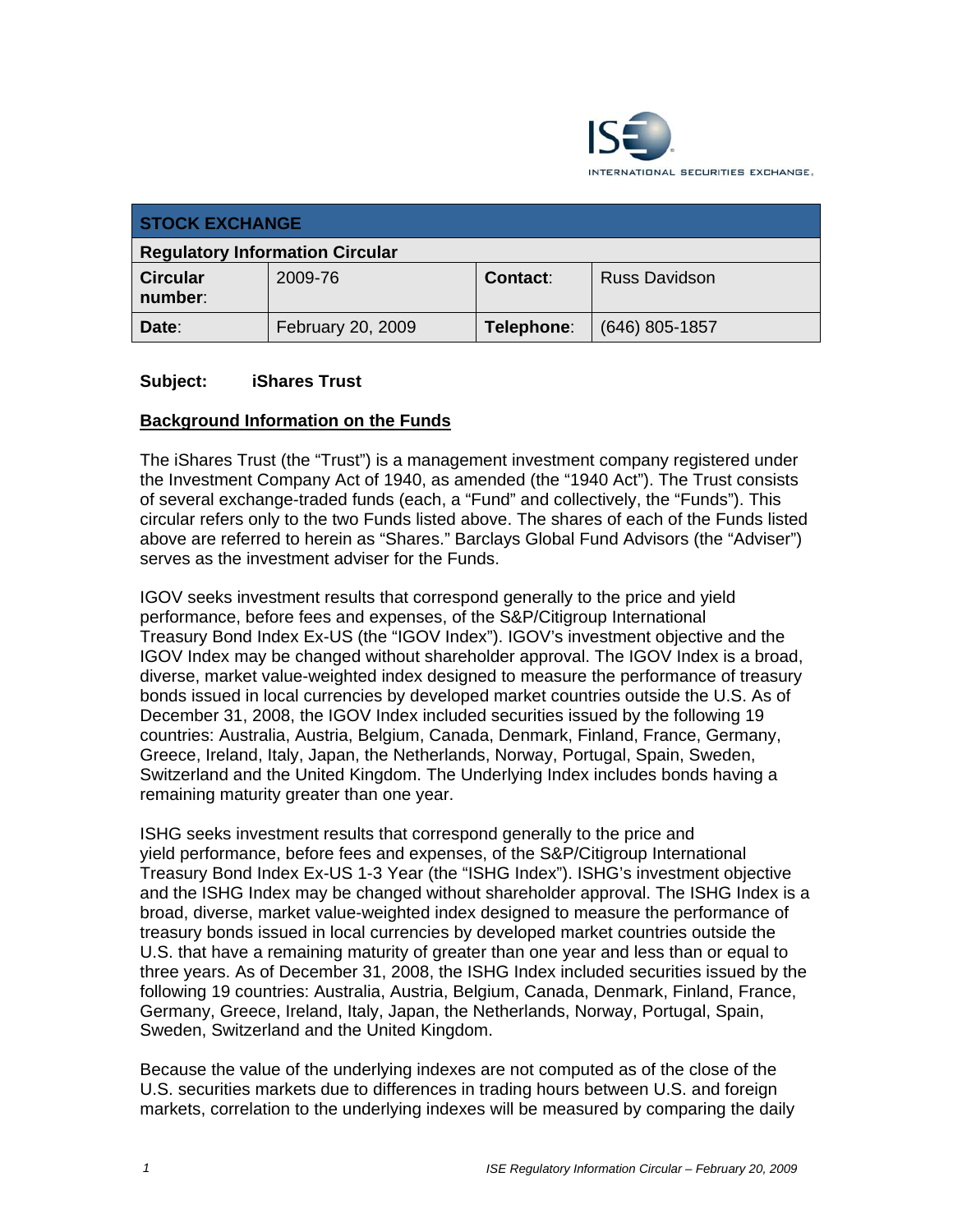| STOCK EXCHANGE | | | |
|---|---|---|---|
| **Regulatory Information Circular** | | | |
| **Circular number:** | 2009-76 | **Contact:** | Russ Davidson |
| **Date:** | February 20, 2009 | **Telephone:** | (646) 805-1857 |

**Subject:** **iShares Trust**

## Background Information on the Funds

The iShares Trust (the "Trust") is a management investment company registered under the Investment Company Act of 1940, as amended (the "1940 Act"). The Trust consists of several exchange-traded funds (each, a "Fund" and collectively, the "Funds"). This circular refers only to the two Funds listed above. The shares of each of the Funds listed above are referred to herein as "Shares." Barclays Global Fund Advisors (the "Adviser") serves as the investment adviser for the Funds.

IGOV seeks investment results that correspond generally to the price and yield performance, before fees and expenses, of the S&P/Citigroup International Treasury Bond Index Ex-US (the "IGOV Index"). IGOV's investment objective and the IGOV Index may be changed without shareholder approval. The IGOV Index is a broad, diverse, market value-weighted index designed to measure the performance of treasury bonds issued in local currencies by developed market countries outside the U.S. As of December 31, 2008, the IGOV Index included securities issued by the following 19 countries: Australia, Austria, Belgium, Canada, Denmark, Finland, France, Germany, Greece, Ireland, Italy, Japan, the Netherlands, Norway, Portugal, Spain, Sweden, Switzerland and the United Kingdom. The Underlying Index includes bonds having a remaining maturity greater than one year.

ISHG seeks investment results that correspond generally to the price and yield performance, before fees and expenses, of the S&P/Citigroup International Treasury Bond Index Ex-US 1-3 Year (the "ISHG Index"). ISHG's investment objective and the ISHG Index may be changed without shareholder approval. The ISHG Index is a broad, diverse, market value-weighted index designed to measure the performance of treasury bonds issued in local currencies by developed market countries outside the U.S. that have a remaining maturity of greater than one year and less than or equal to three years. As of December 31, 2008, the ISHG Index included securities issued by the following 19 countries: Australia, Austria, Belgium, Canada, Denmark, Finland, France, Germany, Greece, Ireland, Italy, Japan, the Netherlands, Norway, Portugal, Spain, Sweden, Switzerland and the United Kingdom.

Because the value of the underlying indexes are not computed as of the close of the U.S. securities markets due to differences in trading hours between U.S. and foreign markets, correlation to the underlying indexes will be measured by comparing the daily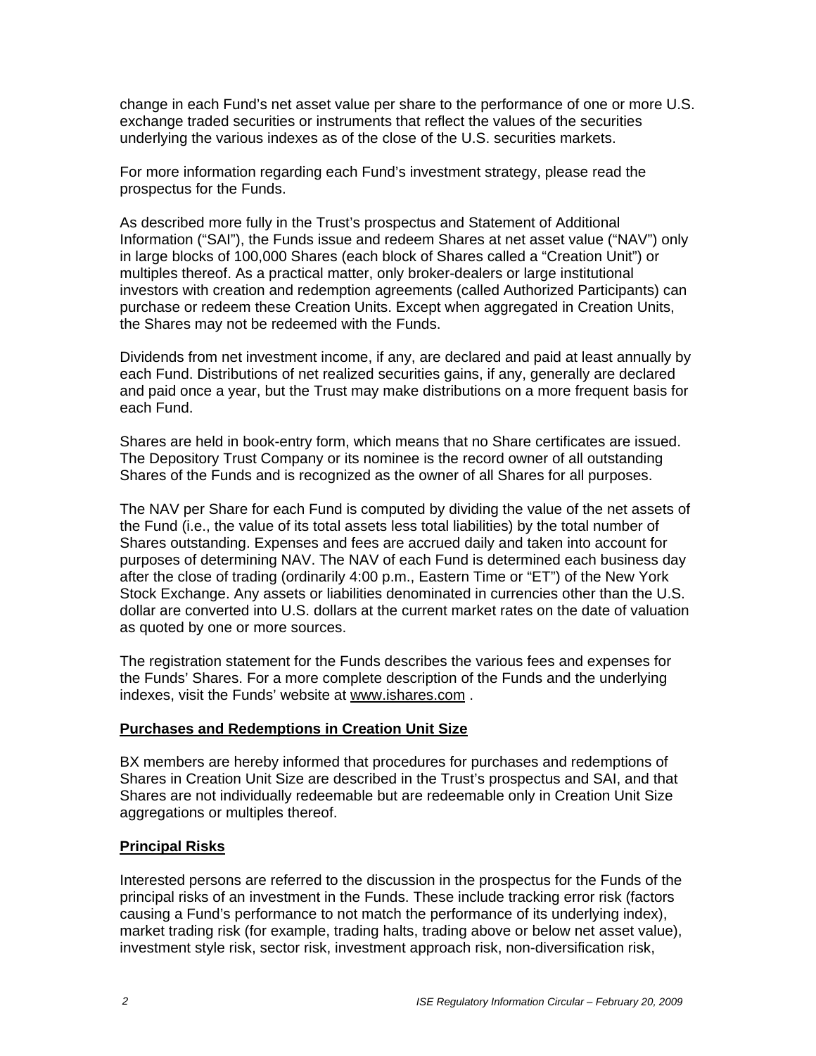change in each Fund's net asset value per share to the performance of one or more U.S. exchange traded securities or instruments that reflect the values of the securities underlying the various indexes as of the close of the U.S. securities markets.

For more information regarding each Fund's investment strategy, please read the prospectus for the Funds.

As described more fully in the Trust's prospectus and Statement of Additional Information ("SAI"), the Funds issue and redeem Shares at net asset value ("NAV") only in large blocks of 100,000 Shares (each block of Shares called a "Creation Unit") or multiples thereof. As a practical matter, only broker-dealers or large institutional investors with creation and redemption agreements (called Authorized Participants) can purchase or redeem these Creation Units. Except when aggregated in Creation Units, the Shares may not be redeemed with the Funds.

Dividends from net investment income, if any, are declared and paid at least annually by each Fund. Distributions of net realized securities gains, if any, generally are declared and paid once a year, but the Trust may make distributions on a more frequent basis for each Fund.

Shares are held in book-entry form, which means that no Share certificates are issued. The Depository Trust Company or its nominee is the record owner of all outstanding Shares of the Funds and is recognized as the owner of all Shares for all purposes.

The NAV per Share for each Fund is computed by dividing the value of the net assets of the Fund (i.e., the value of its total assets less total liabilities) by the total number of Shares outstanding. Expenses and fees are accrued daily and taken into account for purposes of determining NAV. The NAV of each Fund is determined each business day after the close of trading (ordinarily 4:00 p.m., Eastern Time or "ET") of the New York Stock Exchange. Any assets or liabilities denominated in currencies other than the U.S. dollar are converted into U.S. dollars at the current market rates on the date of valuation as quoted by one or more sources.

The registration statement for the Funds describes the various fees and expenses for the Funds' Shares. For a more complete description of the Funds and the underlying indexes, visit the Funds' website at www.ishares.com .

**Purchases and Redemptions in Creation Unit Size**

BX members are hereby informed that procedures for purchases and redemptions of Shares in Creation Unit Size are described in the Trust's prospectus and SAI, and that Shares are not individually redeemable but are redeemable only in Creation Unit Size aggregations or multiples thereof.

**Principal Risks**

Interested persons are referred to the discussion in the prospectus for the Funds of the principal risks of an investment in the Funds. These include tracking error risk (factors causing a Fund's performance to not match the performance of its underlying index), market trading risk (for example, trading halts, trading above or below net asset value), investment style risk, sector risk, investment approach risk, non-diversification risk,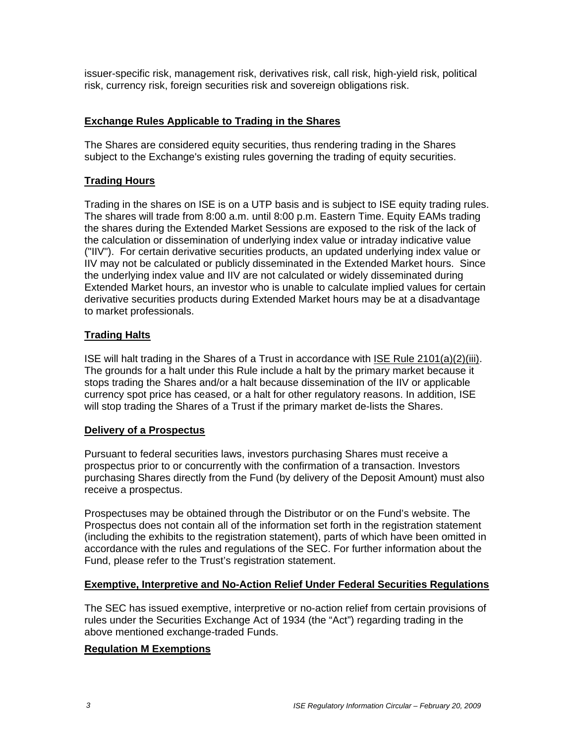issuer-specific risk, management risk, derivatives risk, call risk, high-yield risk, political risk, currency risk, foreign securities risk and sovereign obligations risk.

## Exchange Rules Applicable to Trading in the Shares

The Shares are considered equity securities, thus rendering trading in the Shares subject to the Exchange's existing rules governing the trading of equity securities.

## Trading Hours

Trading in the shares on ISE is on a UTP basis and is subject to ISE equity trading rules. The shares will trade from 8:00 a.m. until 8:00 p.m. Eastern Time. Equity EAMs trading the shares during the Extended Market Sessions are exposed to the risk of the lack of the calculation or dissemination of underlying index value or intraday indicative value ("IIV"). For certain derivative securities products, an updated underlying index value or IIV may not be calculated or publicly disseminated in the Extended Market hours. Since the underlying index value and IIV are not calculated or widely disseminated during Extended Market hours, an investor who is unable to calculate implied values for certain derivative securities products during Extended Market hours may be at a disadvantage to market professionals.

## Trading Halts

ISE will halt trading in the Shares of a Trust in accordance with ISE Rule 2101(a)(2)(iii). The grounds for a halt under this Rule include a halt by the primary market because it stops trading the Shares and/or a halt because dissemination of the IIV or applicable currency spot price has ceased, or a halt for other regulatory reasons. In addition, ISE will stop trading the Shares of a Trust if the primary market de-lists the Shares.

## Delivery of a Prospectus

Pursuant to federal securities laws, investors purchasing Shares must receive a prospectus prior to or concurrently with the confirmation of a transaction. Investors purchasing Shares directly from the Fund (by delivery of the Deposit Amount) must also receive a prospectus.

Prospectuses may be obtained through the Distributor or on the Fund's website. The Prospectus does not contain all of the information set forth in the registration statement (including the exhibits to the registration statement), parts of which have been omitted in accordance with the rules and regulations of the SEC. For further information about the Fund, please refer to the Trust's registration statement.

## Exemptive, Interpretive and No-Action Relief Under Federal Securities Regulations

The SEC has issued exemptive, interpretive or no-action relief from certain provisions of rules under the Securities Exchange Act of 1934 (the "Act") regarding trading in the above mentioned exchange-traded Funds.

## Regulation M Exemptions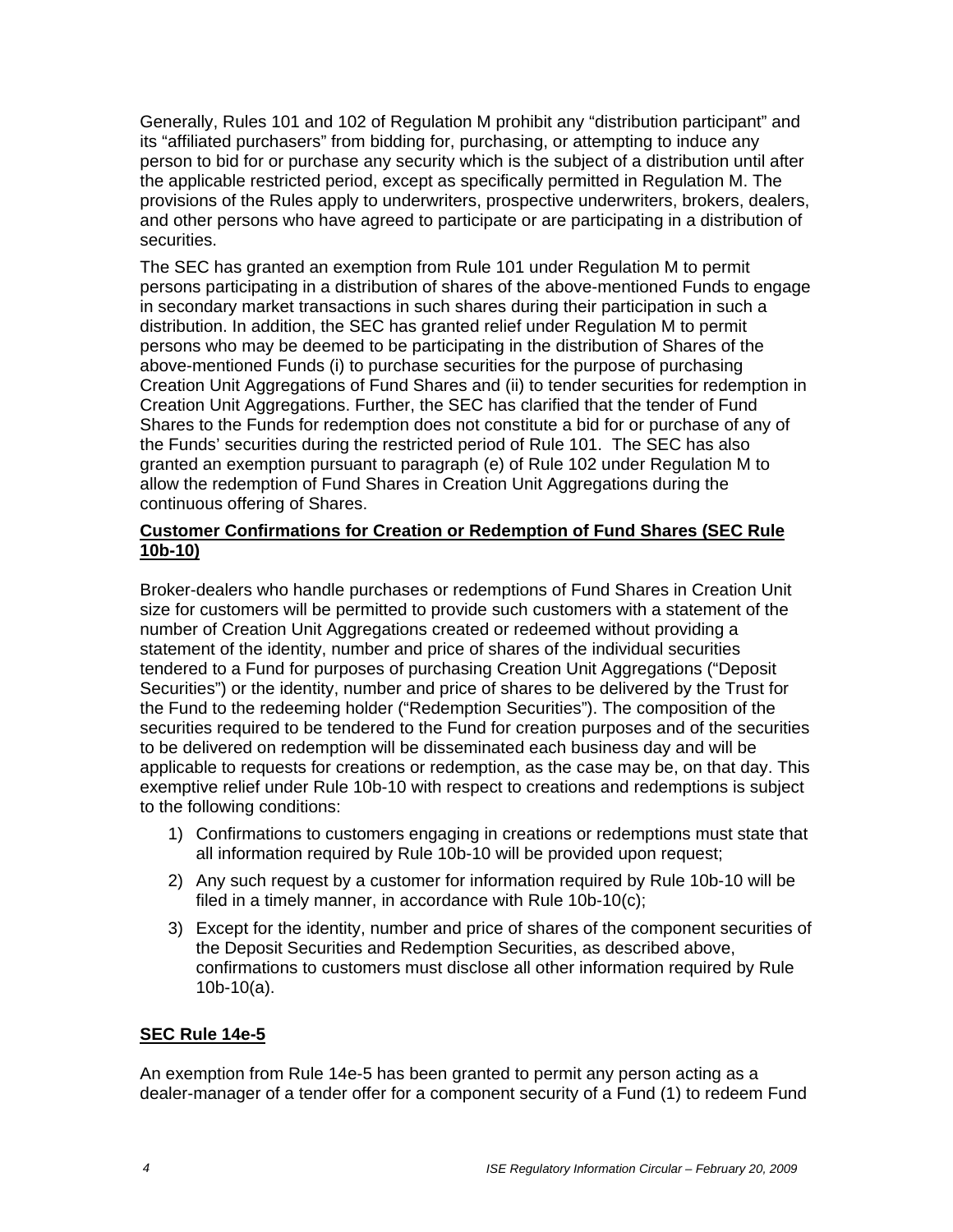Generally, Rules 101 and 102 of Regulation M prohibit any "distribution participant" and its "affiliated purchasers" from bidding for, purchasing, or attempting to induce any person to bid for or purchase any security which is the subject of a distribution until after the applicable restricted period, except as specifically permitted in Regulation M. The provisions of the Rules apply to underwriters, prospective underwriters, brokers, dealers, and other persons who have agreed to participate or are participating in a distribution of securities.

The SEC has granted an exemption from Rule 101 under Regulation M to permit persons participating in a distribution of shares of the above-mentioned Funds to engage in secondary market transactions in such shares during their participation in such a distribution. In addition, the SEC has granted relief under Regulation M to permit persons who may be deemed to be participating in the distribution of Shares of the above-mentioned Funds (i) to purchase securities for the purpose of purchasing Creation Unit Aggregations of Fund Shares and (ii) to tender securities for redemption in Creation Unit Aggregations. Further, the SEC has clarified that the tender of Fund Shares to the Funds for redemption does not constitute a bid for or purchase of any of the Funds' securities during the restricted period of Rule 101. The SEC has also granted an exemption pursuant to paragraph (e) of Rule 102 under Regulation M to allow the redemption of Fund Shares in Creation Unit Aggregations during the continuous offering of Shares.

**Customer Confirmations for Creation or Redemption of Fund Shares (SEC Rule 10b-10)**

Broker-dealers who handle purchases or redemptions of Fund Shares in Creation Unit size for customers will be permitted to provide such customers with a statement of the number of Creation Unit Aggregations created or redeemed without providing a statement of the identity, number and price of shares of the individual securities tendered to a Fund for purposes of purchasing Creation Unit Aggregations ("Deposit Securities") or the identity, number and price of shares to be delivered by the Trust for the Fund to the redeeming holder ("Redemption Securities"). The composition of the securities required to be tendered to the Fund for creation purposes and of the securities to be delivered on redemption will be disseminated each business day and will be applicable to requests for creations or redemption, as the case may be, on that day. This exemptive relief under Rule 10b-10 with respect to creations and redemptions is subject to the following conditions:

1) Confirmations to customers engaging in creations or redemptions must state that all information required by Rule 10b-10 will be provided upon request;
2) Any such request by a customer for information required by Rule 10b-10 will be filed in a timely manner, in accordance with Rule 10b-10(c);
3) Except for the identity, number and price of shares of the component securities of the Deposit Securities and Redemption Securities, as described above, confirmations to customers must disclose all other information required by Rule 10b-10(a).

**SEC Rule 14e-5**

An exemption from Rule 14e-5 has been granted to permit any person acting as a dealer-manager of a tender offer for a component security of a Fund (1) to redeem Fund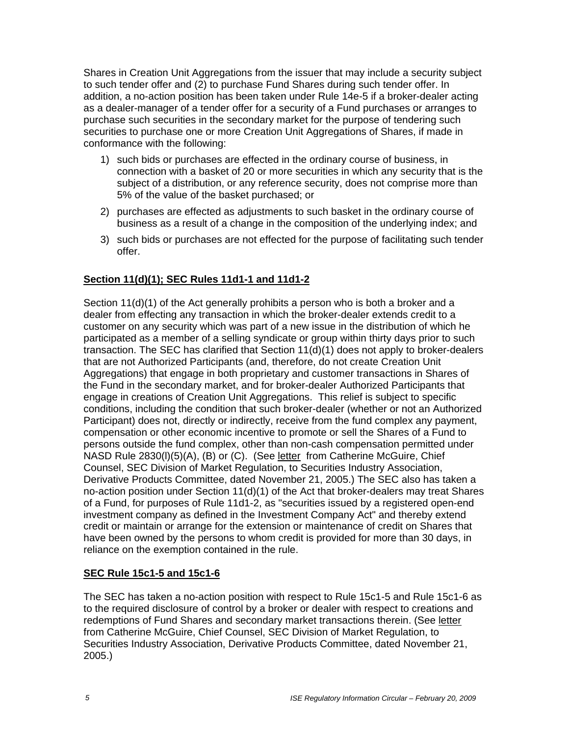Shares in Creation Unit Aggregations from the issuer that may include a security subject to such tender offer and (2) to purchase Fund Shares during such tender offer. In addition, a no-action position has been taken under Rule 14e-5 if a broker-dealer acting as a dealer-manager of a tender offer for a security of a Fund purchases or arranges to purchase such securities in the secondary market for the purpose of tendering such securities to purchase one or more Creation Unit Aggregations of Shares, if made in conformance with the following:

1) such bids or purchases are effected in the ordinary course of business, in connection with a basket of 20 or more securities in which any security that is the subject of a distribution, or any reference security, does not comprise more than 5% of the value of the basket purchased; or
2) purchases are effected as adjustments to such basket in the ordinary course of business as a result of a change in the composition of the underlying index; and
3) such bids or purchases are not effected for the purpose of facilitating such tender offer.

## Section 11(d)(1); SEC Rules 11d1-1 and 11d1-2

Section 11(d)(1) of the Act generally prohibits a person who is both a broker and a dealer from effecting any transaction in which the broker-dealer extends credit to a customer on any security which was part of a new issue in the distribution of which he participated as a member of a selling syndicate or group within thirty days prior to such transaction. The SEC has clarified that Section 11(d)(1) does not apply to broker-dealers that are not Authorized Participants (and, therefore, do not create Creation Unit Aggregations) that engage in both proprietary and customer transactions in Shares of the Fund in the secondary market, and for broker-dealer Authorized Participants that engage in creations of Creation Unit Aggregations. This relief is subject to specific conditions, including the condition that such broker-dealer (whether or not an Authorized Participant) does not, directly or indirectly, receive from the fund complex any payment, compensation or other economic incentive to promote or sell the Shares of a Fund to persons outside the fund complex, other than non-cash compensation permitted under NASD Rule 2830(l)(5)(A), (B) or (C). (See letter from Catherine McGuire, Chief Counsel, SEC Division of Market Regulation, to Securities Industry Association, Derivative Products Committee, dated November 21, 2005.) The SEC also has taken a no-action position under Section 11(d)(1) of the Act that broker-dealers may treat Shares of a Fund, for purposes of Rule 11d1-2, as "securities issued by a registered open-end investment company as defined in the Investment Company Act" and thereby extend credit or maintain or arrange for the extension or maintenance of credit on Shares that have been owned by the persons to whom credit is provided for more than 30 days, in reliance on the exemption contained in the rule.

## SEC Rule 15c1-5 and 15c1-6

The SEC has taken a no-action position with respect to Rule 15c1-5 and Rule 15c1-6 as to the required disclosure of control by a broker or dealer with respect to creations and redemptions of Fund Shares and secondary market transactions therein. (See letter from Catherine McGuire, Chief Counsel, SEC Division of Market Regulation, to Securities Industry Association, Derivative Products Committee, dated November 21, 2005.)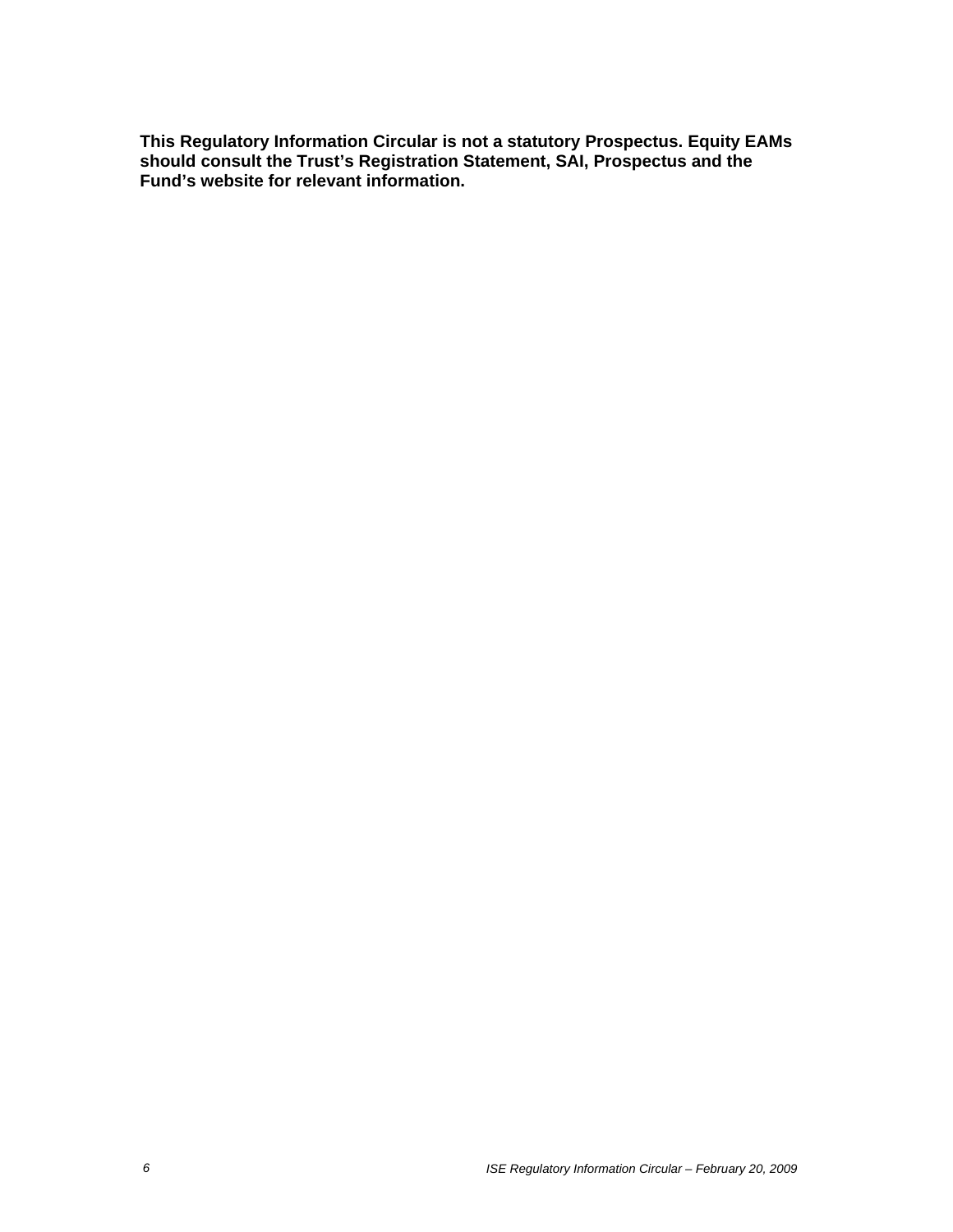**This Regulatory Information Circular is not a statutory Prospectus. Equity EAMs should consult the Trust's Registration Statement, SAI, Prospectus and the Fund's website for relevant information.**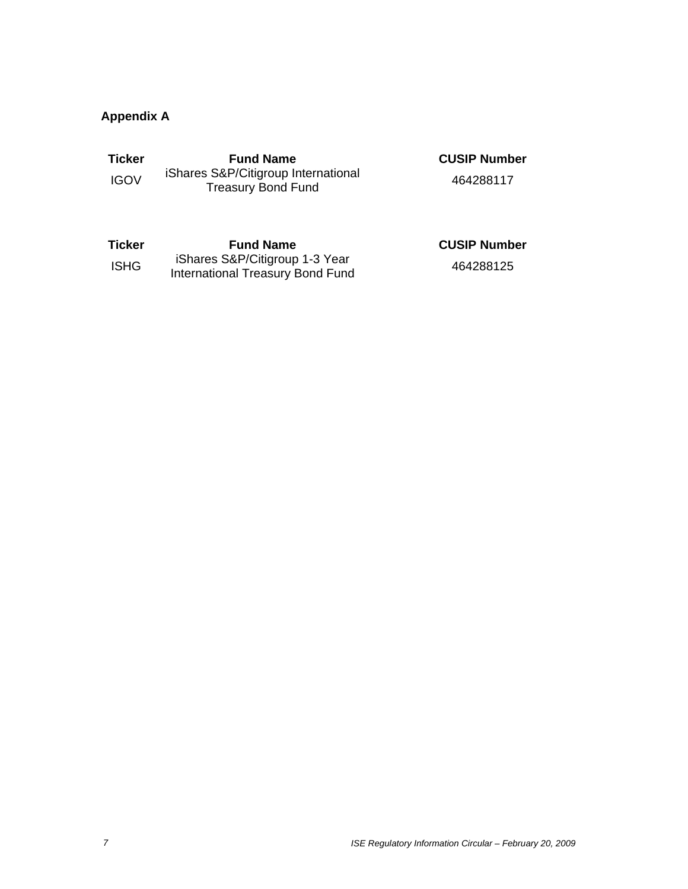## Appendix A

| Ticker | Fund Name | CUSIP Number |
|---|---|---|
| IGOV | iShares S&P/Citigroup International Treasury Bond Fund | 464288117 |

| Ticker | Fund Name | CUSIP Number |
|---|---|---|
| ISHG | iShares S&P/Citigroup 1-3 Year International Treasury Bond Fund | 464288125 |